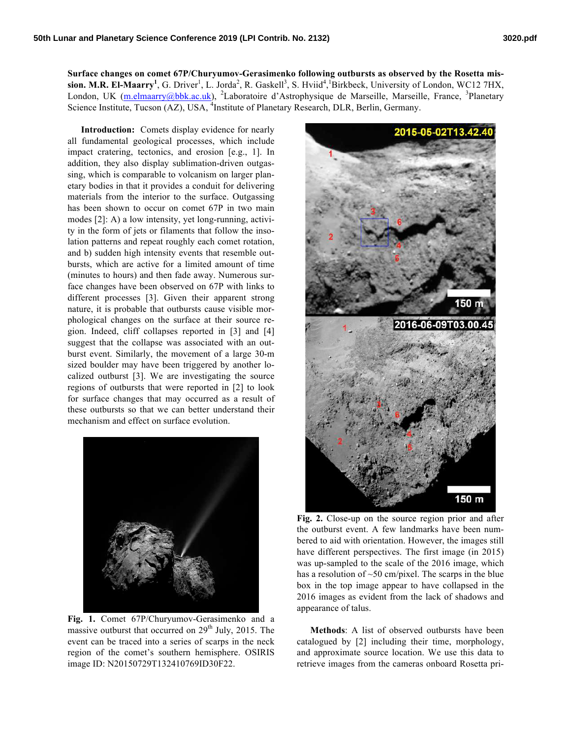**Surface changes on comet 67P/Churyumov-Gerasimenko following outbursts as observed by the Rosetta mission. M.R. El-Maarry[1]**, G. Driver[1], L. Jorda[2], R. Gaskell[3], S. Hviid[4], [1]Birkbeck, University of London, WC12 7HX, London, UK (m.elmaarry@bbk.ac.uk), [2]Laboratoire d'Astrophysique de Marseille, Marseille, France, [3]Planetary Science Institute, Tucson (AZ), USA, [4]Institute of Planetary Research, DLR, Berlin, Germany.

**Introduction:** Comets display evidence for nearly all fundamental geological processes, which include impact cratering, tectonics, and erosion [e.g., 1]. In addition, they also display sublimation-driven outgassing, which is comparable to volcanism on larger planetary bodies in that it provides a conduit for delivering materials from the interior to the surface. Outgassing has been shown to occur on comet 67P in two main modes [2]: A) a low intensity, yet long-running, activity in the form of jets or filaments that follow the insolation patterns and repeat roughly each comet rotation, and b) sudden high intensity events that resemble outbursts, which are active for a limited amount of time (minutes to hours) and then fade away. Numerous surface changes have been observed on 67P with links to different processes [3]. Given their apparent strong nature, it is probable that outbursts cause visible morphological changes on the surface at their source region. Indeed, cliff collapses reported in [3] and [4] suggest that the collapse was associated with an outburst event. Similarly, the movement of a large 30-m sized boulder may have been triggered by another localized outburst [3]. We are investigating the source regions of outbursts that were reported in [2] to look for surface changes that may occurred as a result of these outbursts so that we can better understand their mechanism and effect on surface evolution.

**Fig. 1.** Comet 67P/Churyumov-Gerasimenko and a massive outburst that occurred on 29th July, 2015. The event can be traced into a series of scarps in the neck region of the comet's southern hemisphere. OSIRIS image ID: N20150729T132410769ID30F22.

**Fig. 2.** Close-up on the source region prior and after the outburst event. A few landmarks have been numbered to aid with orientation. However, the images still have different perspectives. The first image (in 2015) was up-sampled to the scale of the 2016 image, which has a resolution of ~50 cm/pixel. The scarps in the blue box in the top image appear to have collapsed in the 2016 images as evident from the lack of shadows and appearance of talus.

**Methods**: A list of observed outbursts have been catalogued by [2] including their time, morphology, and approximate source location. We use this data to retrieve images from the cameras onboard Rosetta pri-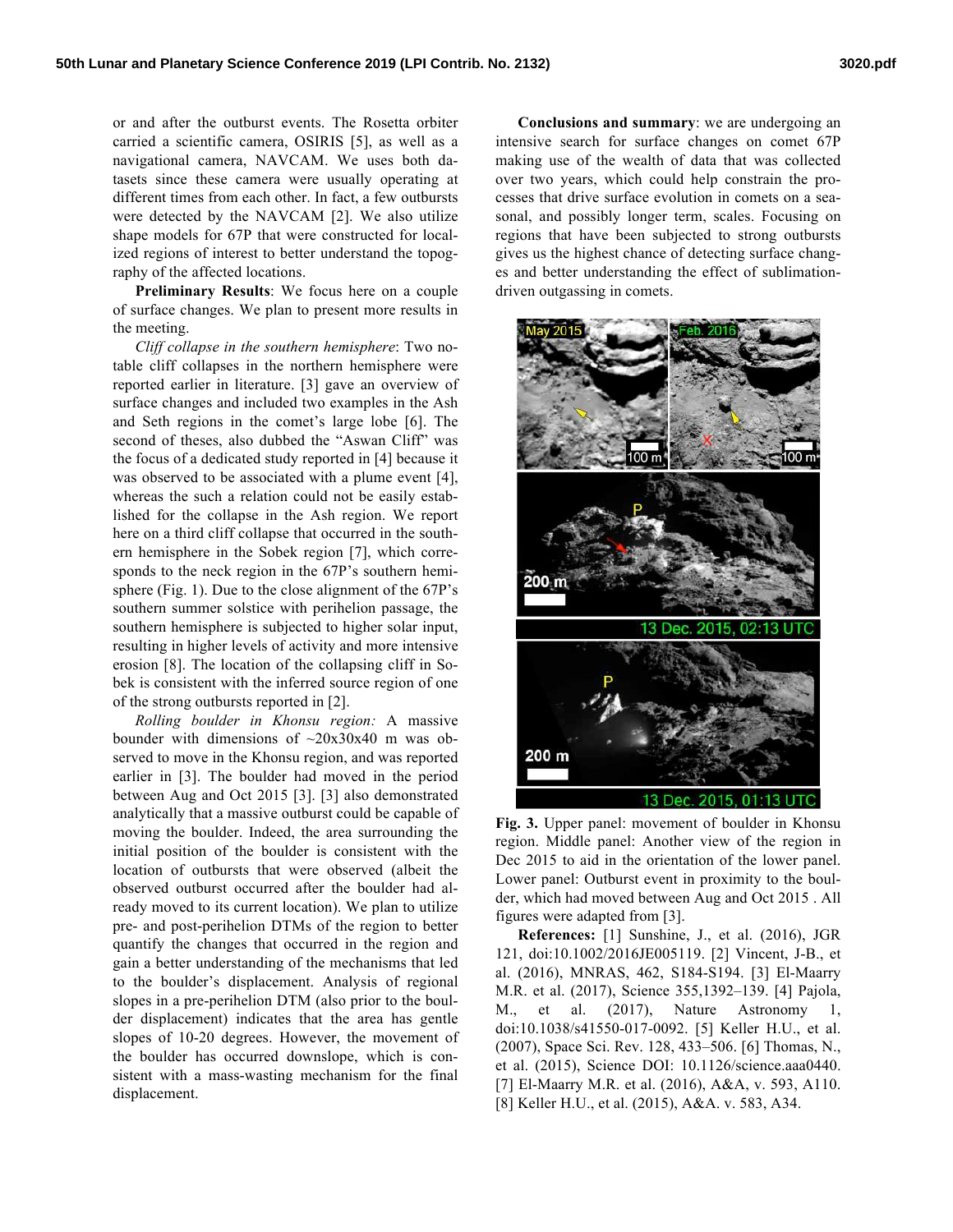or and after the outburst events. The Rosetta orbiter carried a scientific camera, OSIRIS [5], as well as a navigational camera, NAVCAM. We uses both datasets since these camera were usually operating at different times from each other. In fact, a few outbursts were detected by the NAVCAM [2]. We also utilize shape models for 67P that were constructed for localized regions of interest to better understand the topography of the affected locations.

**Preliminary Results**: We focus here on a couple of surface changes. We plan to present more results in the meeting.

*Cliff collapse in the southern hemisphere*: Two notable cliff collapses in the northern hemisphere were reported earlier in literature. [3] gave an overview of surface changes and included two examples in the Ash and Seth regions in the comet's large lobe [6]. The second of theses, also dubbed the "Aswan Cliff" was the focus of a dedicated study reported in [4] because it was observed to be associated with a plume event [4], whereas the such a relation could not be easily established for the collapse in the Ash region. We report here on a third cliff collapse that occurred in the southern hemisphere in the Sobek region [7], which corresponds to the neck region in the 67P's southern hemisphere (Fig. 1). Due to the close alignment of the 67P's southern summer solstice with perihelion passage, the southern hemisphere is subjected to higher solar input, resulting in higher levels of activity and more intensive erosion [8]. The location of the collapsing cliff in Sobek is consistent with the inferred source region of one of the strong outbursts reported in [2].

*Rolling boulder in Khonsu region:* A massive bounder with dimensions of ~20x30x40 m was observed to move in the Khonsu region, and was reported earlier in [3]. The boulder had moved in the period between Aug and Oct 2015 [3]. [3] also demonstrated analytically that a massive outburst could be capable of moving the boulder. Indeed, the area surrounding the initial position of the boulder is consistent with the location of outbursts that were observed (albeit the observed outburst occurred after the boulder had already moved to its current location). We plan to utilize pre- and post-perihelion DTMs of the region to better quantify the changes that occurred in the region and gain a better understanding of the mechanisms that led to the boulder's displacement. Analysis of regional slopes in a pre-perihelion DTM (also prior to the boulder displacement) indicates that the area has gentle slopes of 10-20 degrees. However, the movement of the boulder has occurred downslope, which is consistent with a mass-wasting mechanism for the final displacement.

**Conclusions and summary**: we are undergoing an intensive search for surface changes on comet 67P making use of the wealth of data that was collected over two years, which could help constrain the processes that drive surface evolution in comets on a seasonal, and possibly longer term, scales. Focusing on regions that have been subjected to strong outbursts gives us the highest chance of detecting surface changes and better understanding the effect of sublimation-driven outgassing in comets.

May 2015
100 m
Feb. 2016
100 m
P
200 m
13 Dec. 2015, 02:13 UTC
P
200 m
13 Dec. 2015, 01:13 UTC

**Fig. 3.** Upper panel: movement of boulder in Khonsu region. Middle panel: Another view of the region in Dec 2015 to aid in the orientation of the lower panel. Lower panel: Outburst event in proximity to the boulder, which had moved between Aug and Oct 2015 . All figures were adapted from [3].

**References:** [1] Sunshine, J., et al. (2016), JGR 121, doi:10.1002/2016JE005119. [2] Vincent, J-B., et al. (2016), MNRAS, 462, S184-S194. [3] El-Maarry M.R. et al. (2017), Science 355,1392–139. [4] Pajola, M., et al. (2017), Nature Astronomy 1, doi:10.1038/s41550-017-0092. [5] Keller H.U., et al. (2007), Space Sci. Rev. 128, 433–506. [6] Thomas, N., et al. (2015), Science DOI: 10.1126/science.aaa0440. [7] El-Maarry M.R. et al. (2016), A&A, v. 593, A110. [8] Keller H.U., et al. (2015), A&A. v. 583, A34.